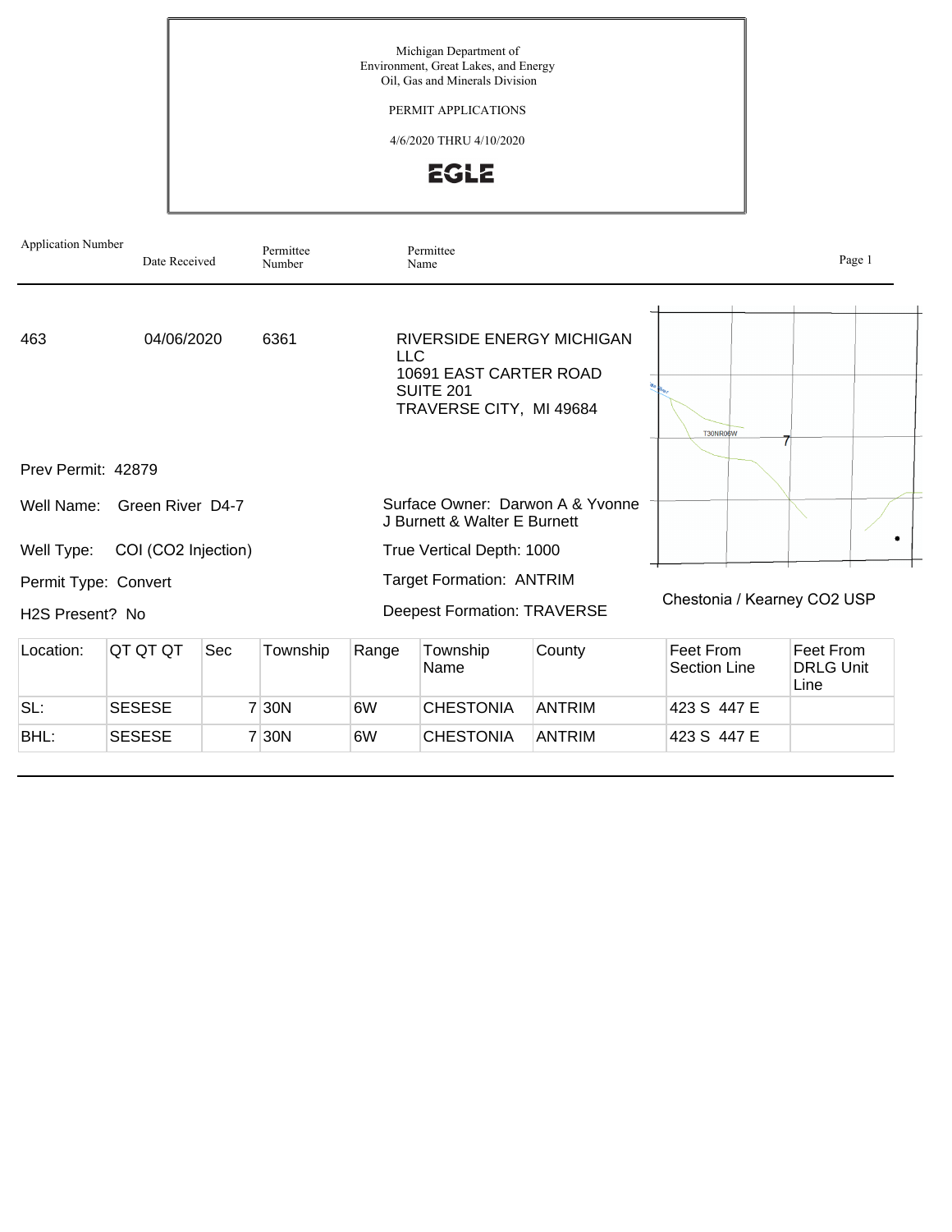Michigan Department of
Environment, Great Lakes, and Energy
Oil, Gas and Minerals Division

PERMIT APPLICATIONS

4/6/2020 THRU 4/10/2020

EGLE

| Application Number | Date Received | Permittee Number | Permittee Name |
|---|---|---|---|
| 463 | 04/06/2020 | 6361 | RIVERSIDE ENERGY MICHIGAN LLC<br>10691 EAST CARTER ROAD<br>SUITE 201<br>TRAVERSE CITY, MI 49684 |

Prev Permit: 42879

Well Name: Green River D4-7

Well Type: COI (CO2 Injection)

Permit Type: Convert

H2S Present? No

Surface Owner: Darwon A & Yvonne J Burnett & Walter E Burnett

True Vertical Depth: 1000

Target Formation: ANTRIM

Deepest Formation: TRAVERSE

Chestonia / Kearney CO2 USP

| Location: | QT QT QT | Sec | Township | Range | Township Name | County | Feet From Section Line | Feet From DRLG Unit Line |
|---|---|---|---|---|---|---|---|---|
| SL: | SESESE | 7 | 30N | 6W | CHESTONIA | ANTRIM | 423 S 447 E | |
| BHL: | SESESE | 7 | 30N | 6W | CHESTONIA | ANTRIM | 423 S 447 E | |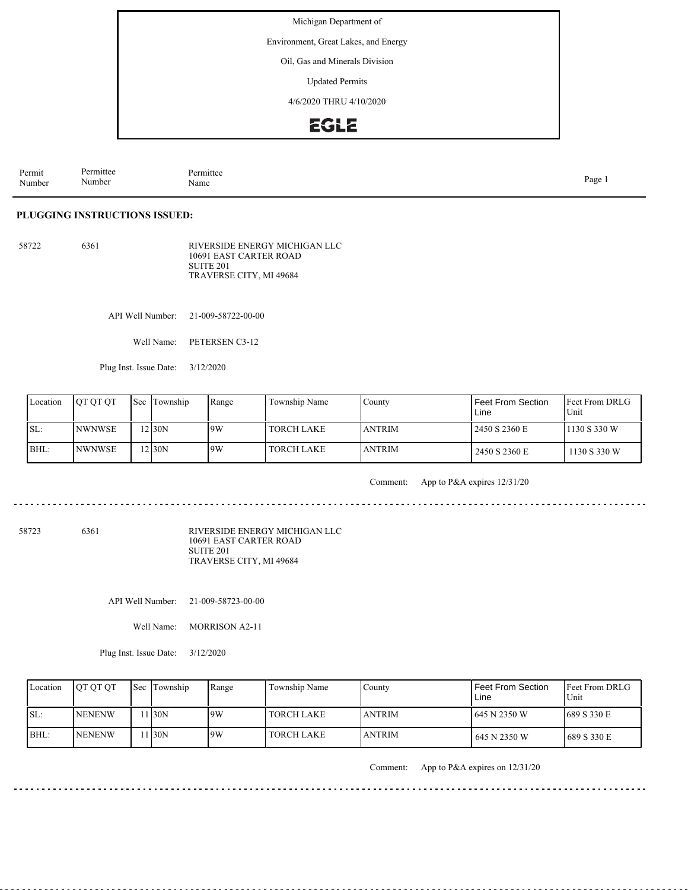Michigan Department of

Environment, Great Lakes, and Energy

Oil, Gas and Minerals Division

Updated Permits

4/6/2020 THRU 4/10/2020

EGLE

| Permit Number | Permittee Number | Permittee Name |
|---|---|---|

**PLUGGING INSTRUCTIONS ISSUED:**

58722 6361 RIVERSIDE ENERGY MICHIGAN LLC
10691 EAST CARTER ROAD
SUITE 201
TRAVERSE CITY, MI 49684

API Well Number: 21-009-58722-00-00

Well Name: PETERSEN C3-12

Plug Inst. Issue Date: 3/12/2020

| Location | QT QT QT | Sec | Township | Range | Township Name | County | Feet From Section Line | Feet From DRLG Unit |
|---|---|---|---|---|---|---|---|---|
| SL: | NWNWSE | 12 | 30N | 9W | TORCH LAKE | ANTRIM | 2450 S 2360 E | 1130 S 330 W |
| BHL: | NWNWSE | 12 | 30N | 9W | TORCH LAKE | ANTRIM | 2450 S 2360 E | 1130 S 330 W |

Comment: App to P&A expires 12/31/20

---

58723 6361 RIVERSIDE ENERGY MICHIGAN LLC
10691 EAST CARTER ROAD
SUITE 201
TRAVERSE CITY, MI 49684

API Well Number: 21-009-58723-00-00

Well Name: MORRISON A2-11

Plug Inst. Issue Date: 3/12/2020

| Location | QT QT QT | Sec | Township | Range | Township Name | County | Feet From Section Line | Feet From DRLG Unit |
|---|---|---|---|---|---|---|---|---|
| SL: | NENENW | 11 | 30N | 9W | TORCH LAKE | ANTRIM | 645 N 2350 W | 689 S 330 E |
| BHL: | NENENW | 11 | 30N | 9W | TORCH LAKE | ANTRIM | 645 N 2350 W | 689 S 330 E |

Comment: App to P&A expires on 12/31/20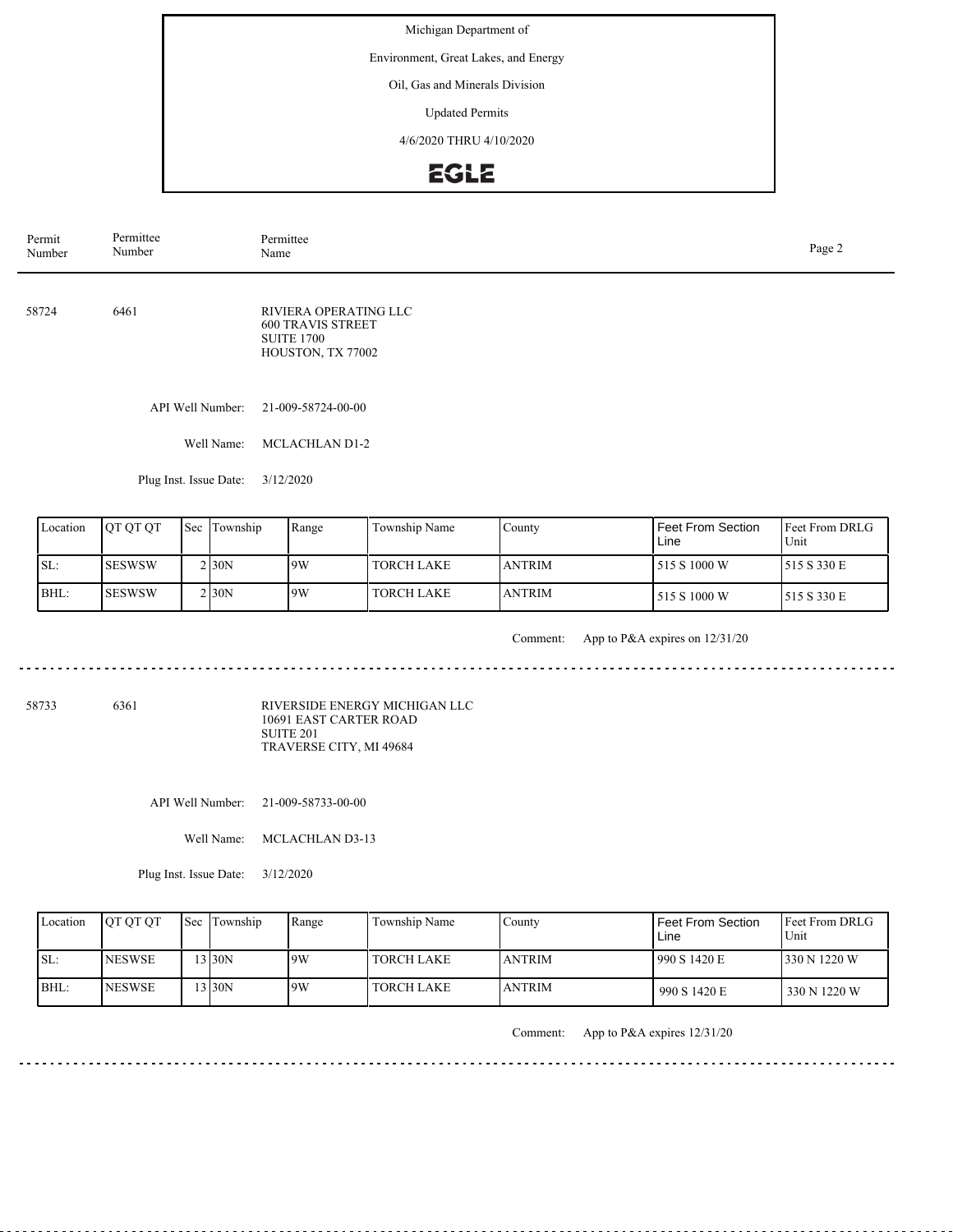Michigan Department of

Environment, Great Lakes, and Energy

Oil, Gas and Minerals Division

Updated Permits

4/6/2020 THRU 4/10/2020

EGLE

| Permit Number | Permittee Number | Permittee Name |
|---|---|---|

58724 &nbsp;&nbsp; 6461 &nbsp;&nbsp; RIVIERA OPERATING LLC
600 TRAVIS STREET
SUITE 1700
HOUSTON, TX 77002

API Well Number: 21-009-58724-00-00

Well Name: MCLACHLAN D1-2

Plug Inst. Issue Date: 3/12/2020

| Location | QT QT QT | Sec | Township | Range | Township Name | County | Feet From Section Line | Feet From DRLG Unit |
|---|---|---|---|---|---|---|---|---|
| SL: | SESWSW | 2 | 30N | 9W | TORCH LAKE | ANTRIM | 515 S 1000 W | 515 S 330 E |
| BHL: | SESWSW | 2 | 30N | 9W | TORCH LAKE | ANTRIM | 515 S 1000 W | 515 S 330 E |

Comment: App to P&A expires on 12/31/20

---

58733 &nbsp;&nbsp; 6361 &nbsp;&nbsp; RIVERSIDE ENERGY MICHIGAN LLC
10691 EAST CARTER ROAD
SUITE 201
TRAVERSE CITY, MI 49684

API Well Number: 21-009-58733-00-00

Well Name: MCLACHLAN D3-13

Plug Inst. Issue Date: 3/12/2020

| Location | QT QT QT | Sec | Township | Range | Township Name | County | Feet From Section Line | Feet From DRLG Unit |
|---|---|---|---|---|---|---|---|---|
| SL: | NESWSE | 13 | 30N | 9W | TORCH LAKE | ANTRIM | 990 S 1420 E | 330 N 1220 W |
| BHL: | NESWSE | 13 | 30N | 9W | TORCH LAKE | ANTRIM | 990 S 1420 E | 330 N 1220 W |

Comment: App to P&A expires 12/31/20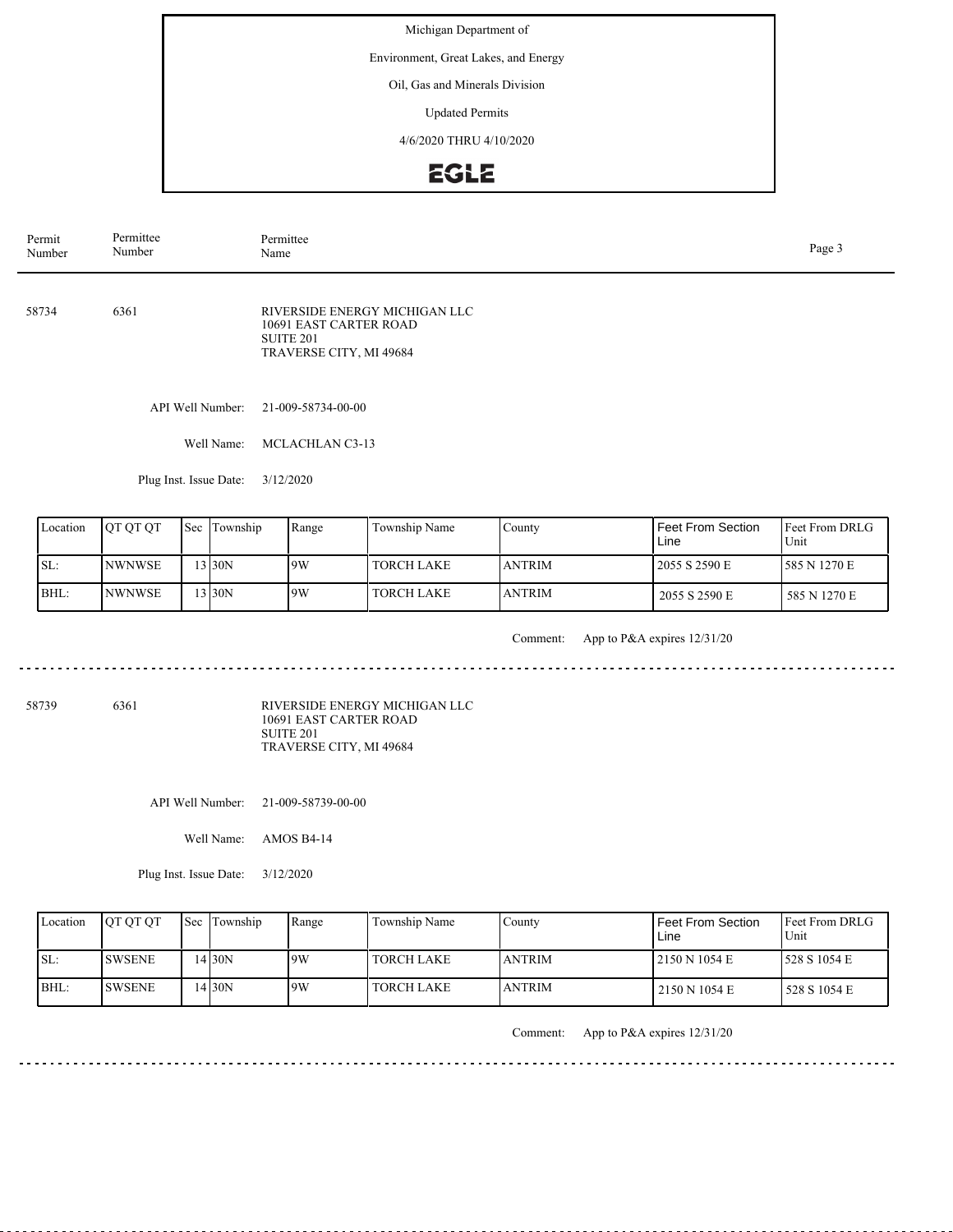Michigan Department of

Environment, Great Lakes, and Energy

Oil, Gas and Minerals Division

Updated Permits

4/6/2020 THRU 4/10/2020

EGLE

| Permit Number | Permittee Number | Permittee Name |
|---|---|---|

---

**58734** 6361

RIVERSIDE ENERGY MICHIGAN LLC
10691 EAST CARTER ROAD
SUITE 201
TRAVERSE CITY, MI 49684

API Well Number: 21-009-58734-00-00

Well Name: MCLACHLAN C3-13

Plug Inst. Issue Date: 3/12/2020

| Location | QT QT QT | Sec | Township | Range | Township Name | County | Feet From Section Line | Feet From DRLG Unit |
|---|---|---|---|---|---|---|---|---|
| SL: | NWNWSE | 13 | 30N | 9W | TORCH LAKE | ANTRIM | 2055 S 2590 E | 585 N 1270 E |
| BHL: | NWNWSE | 13 | 30N | 9W | TORCH LAKE | ANTRIM | 2055 S 2590 E | 585 N 1270 E |

Comment: App to P&A expires 12/31/20

---

**58739** 6361

RIVERSIDE ENERGY MICHIGAN LLC
10691 EAST CARTER ROAD
SUITE 201
TRAVERSE CITY, MI 49684

API Well Number: 21-009-58739-00-00

Well Name: AMOS B4-14

Plug Inst. Issue Date: 3/12/2020

| Location | QT QT QT | Sec | Township | Range | Township Name | County | Feet From Section Line | Feet From DRLG Unit |
|---|---|---|---|---|---|---|---|---|
| SL: | SWSENE | 14 | 30N | 9W | TORCH LAKE | ANTRIM | 2150 N 1054 E | 528 S 1054 E |
| BHL: | SWSENE | 14 | 30N | 9W | TORCH LAKE | ANTRIM | 2150 N 1054 E | 528 S 1054 E |

Comment: App to P&A expires 12/31/20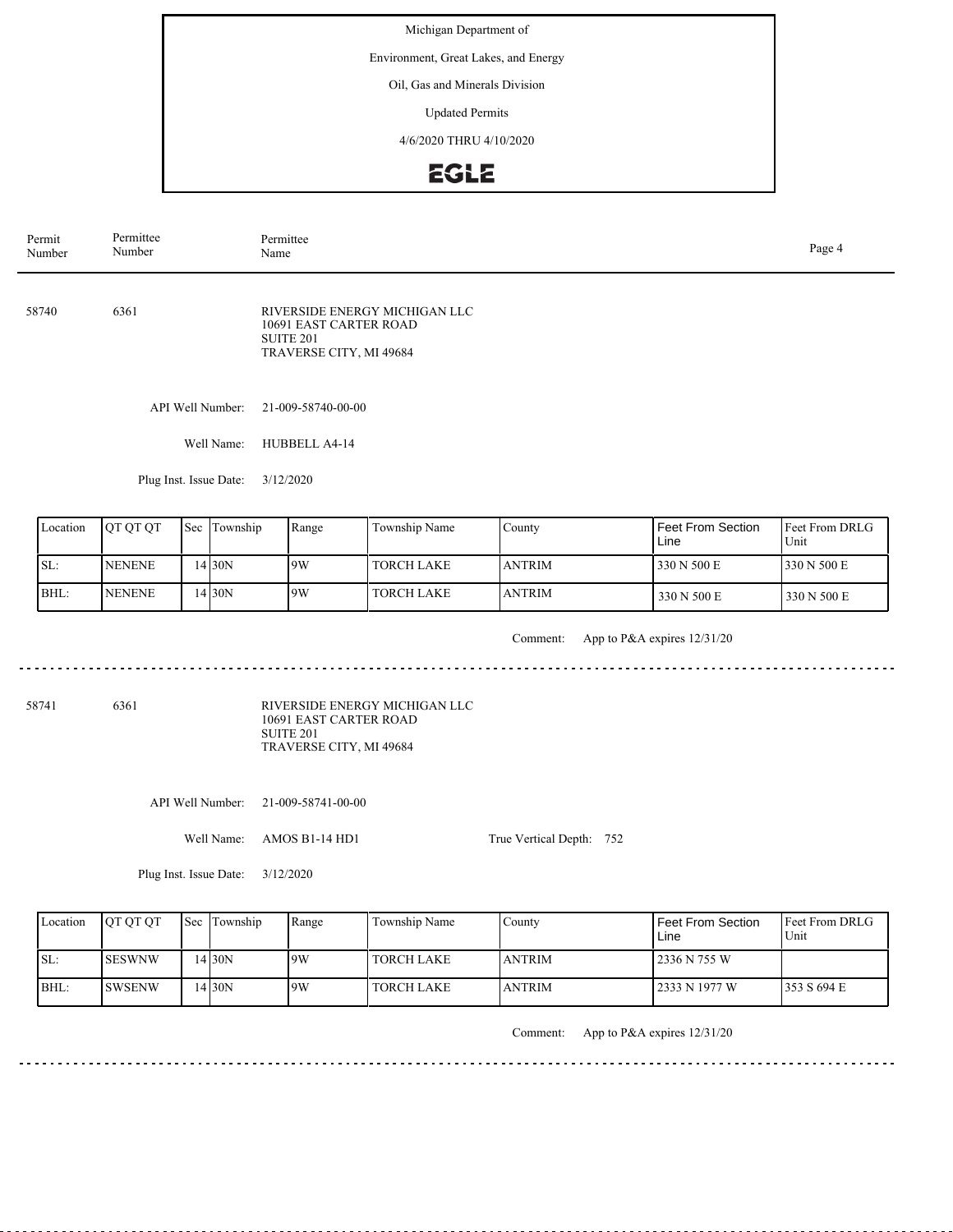Michigan Department of

Environment, Great Lakes, and Energy

Oil, Gas and Minerals Division

Updated Permits

4/6/2020 THRU 4/10/2020

EGLE

| Permit Number | Permittee Number | Permittee Name |
|---|---|---|

---

58740 6361 RIVERSIDE ENERGY MICHIGAN LLC
10691 EAST CARTER ROAD
SUITE 201
TRAVERSE CITY, MI 49684

API Well Number: 21-009-58740-00-00

Well Name: HUBBELL A4-14

Plug Inst. Issue Date: 3/12/2020

| Location | QT QT QT | Sec | Township | Range | Township Name | County | Feet From Section Line | Feet From DRLG Unit |
|---|---|---|---|---|---|---|---|---|
| SL: | NENENE | 14 | 30N | 9W | TORCH LAKE | ANTRIM | 330 N 500 E | 330 N 500 E |
| BHL: | NENENE | 14 | 30N | 9W | TORCH LAKE | ANTRIM | 330 N 500 E | 330 N 500 E |

Comment: App to P&A expires 12/31/20

---

58741 6361 RIVERSIDE ENERGY MICHIGAN LLC
10691 EAST CARTER ROAD
SUITE 201
TRAVERSE CITY, MI 49684

API Well Number: 21-009-58741-00-00

Well Name: AMOS B1-14 HD1

True Vertical Depth: 752

Plug Inst. Issue Date: 3/12/2020

| Location | QT QT QT | Sec | Township | Range | Township Name | County | Feet From Section Line | Feet From DRLG Unit |
|---|---|---|---|---|---|---|---|---|
| SL: | SESWNW | 14 | 30N | 9W | TORCH LAKE | ANTRIM | 2336 N 755 W | |
| BHL: | SWSENW | 14 | 30N | 9W | TORCH LAKE | ANTRIM | 2333 N 1977 W | 353 S 694 E |

Comment: App to P&A expires 12/31/20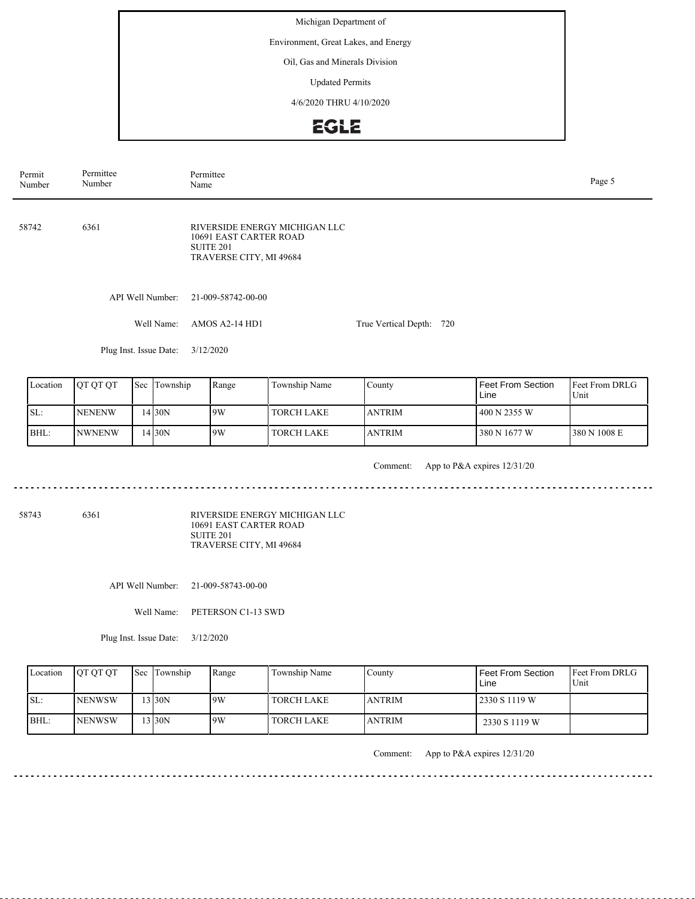Michigan Department of

Environment, Great Lakes, and Energy

Oil, Gas and Minerals Division

Updated Permits

4/6/2020 THRU 4/10/2020

| Permit Number | Permittee Number | Permittee Name |
|---|---|---|

---

**58742** | **6361** | RIVERSIDE ENERGY MICHIGAN LLC
10691 EAST CARTER ROAD
SUITE 201
TRAVERSE CITY, MI 49684

API Well Number: 21-009-58742-00-00

Well Name: AMOS A2-14 HD1 | True Vertical Depth: 720

Plug Inst. Issue Date: 3/12/2020

| Location | QT QT QT | Sec | Township | Range | Township Name | County | Feet From Section Line | Feet From DRLG Unit |
|---|---|---|---|---|---|---|---|---|
| SL: | NENENW | 14 | 30N | 9W | TORCH LAKE | ANTRIM | 400 N 2355 W | |
| BHL: | NWNENW | 14 | 30N | 9W | TORCH LAKE | ANTRIM | 380 N 1677 W | 380 N 1008 E |

Comment: App to P&A expires 12/31/20

---

**58743** | **6361** | RIVERSIDE ENERGY MICHIGAN LLC
10691 EAST CARTER ROAD
SUITE 201
TRAVERSE CITY, MI 49684

API Well Number: 21-009-58743-00-00

Well Name: PETERSON C1-13 SWD

Plug Inst. Issue Date: 3/12/2020

| Location | QT QT QT | Sec | Township | Range | Township Name | County | Feet From Section Line | Feet From DRLG Unit |
|---|---|---|---|---|---|---|---|---|
| SL: | NENWSW | 13 | 30N | 9W | TORCH LAKE | ANTRIM | 2330 S 1119 W | |
| BHL: | NENWSW | 13 | 30N | 9W | TORCH LAKE | ANTRIM | 2330 S 1119 W | |

Comment: App to P&A expires 12/31/20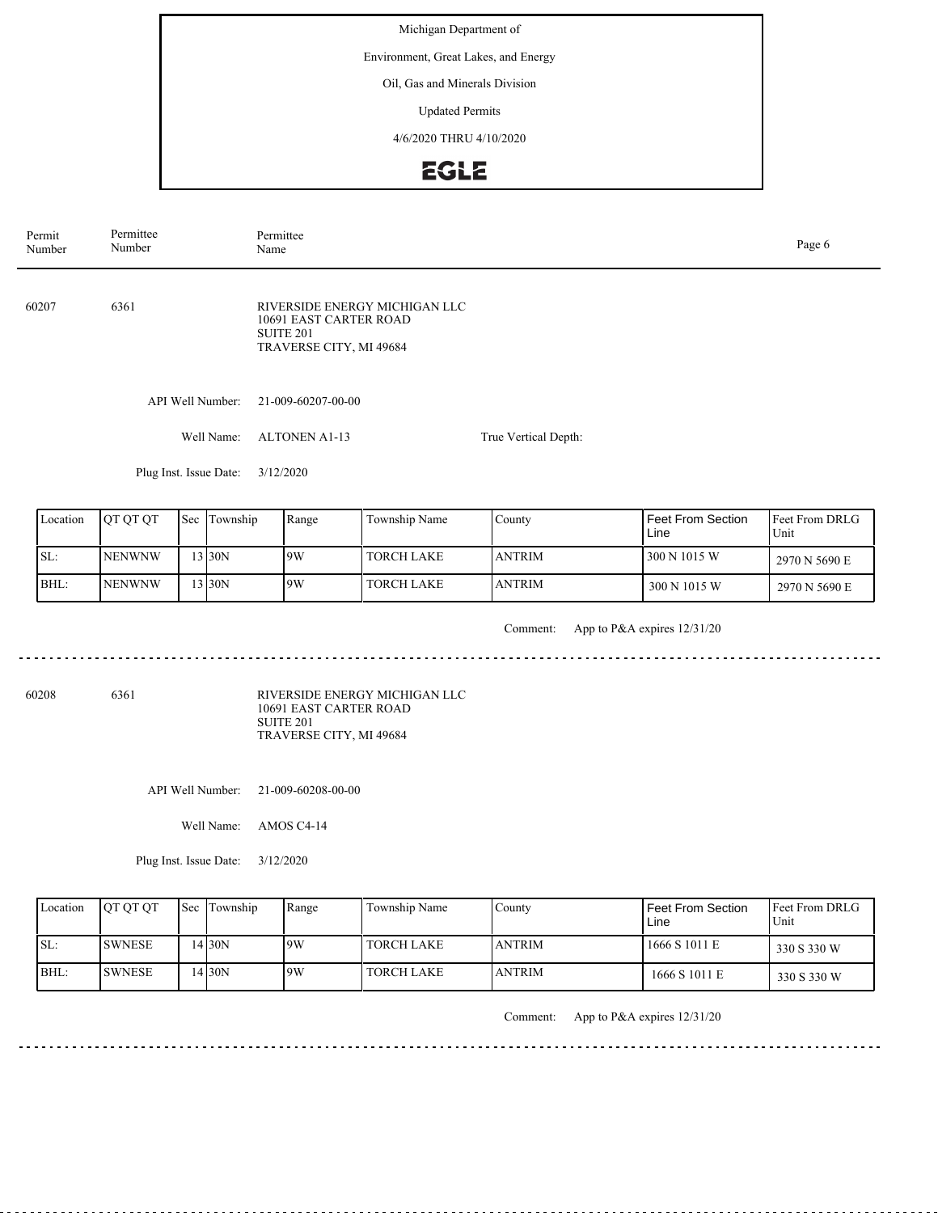Michigan Department of

Environment, Great Lakes, and Energy

Oil, Gas and Minerals Division

Updated Permits

4/6/2020 THRU 4/10/2020

EGLE

| Permit Number | Permittee Number | Permittee Name |
|---|---|---|

60207 6361 RIVERSIDE ENERGY MICHIGAN LLC
10691 EAST CARTER ROAD
SUITE 201
TRAVERSE CITY, MI 49684

API Well Number: 21-009-60207-00-00

Well Name: ALTONEN A1-13

True Vertical Depth:

Plug Inst. Issue Date: 3/12/2020

| Location | QT QT QT | Sec | Township | Range | Township Name | County | Feet From Section Line | Feet From DRLG Unit |
|---|---|---|---|---|---|---|---|---|
| SL: | NENWNW | 13 | 30N | 9W | TORCH LAKE | ANTRIM | 300 N 1015 W | 2970 N 5690 E |
| BHL: | NENWNW | 13 | 30N | 9W | TORCH LAKE | ANTRIM | 300 N 1015 W | 2970 N 5690 E |

Comment: App to P&A expires 12/31/20

---

60208 6361 RIVERSIDE ENERGY MICHIGAN LLC
10691 EAST CARTER ROAD
SUITE 201
TRAVERSE CITY, MI 49684

API Well Number: 21-009-60208-00-00

Well Name: AMOS C4-14

Plug Inst. Issue Date: 3/12/2020

| Location | QT QT QT | Sec | Township | Range | Township Name | County | Feet From Section Line | Feet From DRLG Unit |
|---|---|---|---|---|---|---|---|---|
| SL: | SWNESE | 14 | 30N | 9W | TORCH LAKE | ANTRIM | 1666 S 1011 E | 330 S 330 W |
| BHL: | SWNESE | 14 | 30N | 9W | TORCH LAKE | ANTRIM | 1666 S 1011 E | 330 S 330 W |

Comment: App to P&A expires 12/31/20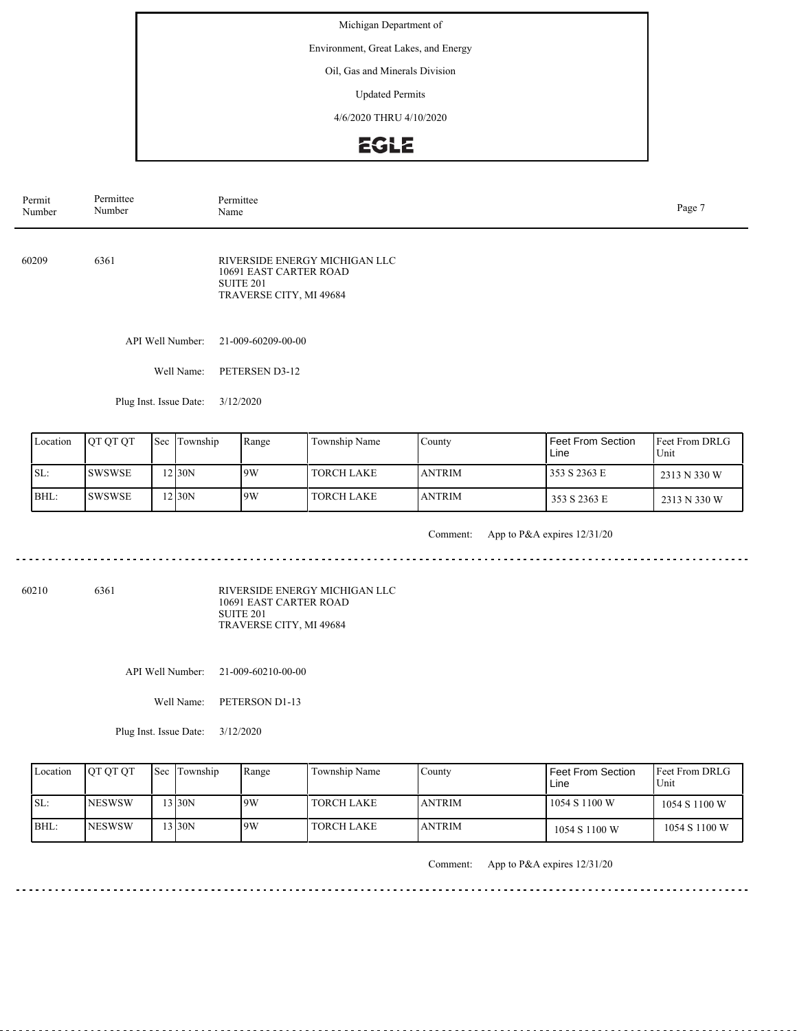Michigan Department of

Environment, Great Lakes, and Energy

Oil, Gas and Minerals Division

Updated Permits

4/6/2020 THRU 4/10/2020

EGLE

| Permit Number | Permittee Number | Permittee Name |
|---|---|---|

60209 6361 RIVERSIDE ENERGY MICHIGAN LLC
10691 EAST CARTER ROAD
SUITE 201
TRAVERSE CITY, MI 49684

API Well Number: 21-009-60209-00-00

Well Name: PETERSEN D3-12

Plug Inst. Issue Date: 3/12/2020

| Location | QT QT QT | Sec | Township | Range | Township Name | County | Feet From Section Line | Feet From DRLG Unit |
|---|---|---|---|---|---|---|---|---|
| SL: | SWSWSE | 12 | 30N | 9W | TORCH LAKE | ANTRIM | 353 S 2363 E | 2313 N 330 W |
| BHL: | SWSWSE | 12 | 30N | 9W | TORCH LAKE | ANTRIM | 353 S 2363 E | 2313 N 330 W |

Comment: App to P&A expires 12/31/20

---

60210 6361 RIVERSIDE ENERGY MICHIGAN LLC
10691 EAST CARTER ROAD
SUITE 201
TRAVERSE CITY, MI 49684

API Well Number: 21-009-60210-00-00

Well Name: PETERSON D1-13

Plug Inst. Issue Date: 3/12/2020

| Location | QT QT QT | Sec | Township | Range | Township Name | County | Feet From Section Line | Feet From DRLG Unit |
|---|---|---|---|---|---|---|---|---|
| SL: | NESWSW | 13 | 30N | 9W | TORCH LAKE | ANTRIM | 1054 S 1100 W | 1054 S 1100 W |
| BHL: | NESWSW | 13 | 30N | 9W | TORCH LAKE | ANTRIM | 1054 S 1100 W | 1054 S 1100 W |

Comment: App to P&A expires 12/31/20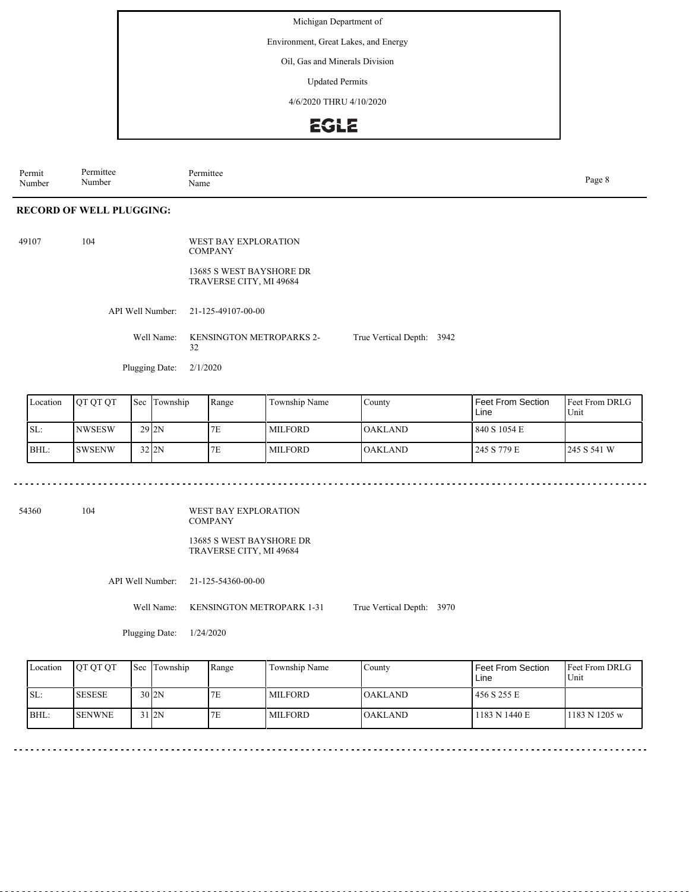Michigan Department of

Environment, Great Lakes, and Energy

Oil, Gas and Minerals Division

Updated Permits

4/6/2020 THRU 4/10/2020

EGLE

| Permit Number | Permittee Number | Permittee Name |
|---|---|---|

## RECORD OF WELL PLUGGING:

49107 104 WEST BAY EXPLORATION COMPANY

13685 S WEST BAYSHORE DR
TRAVERSE CITY, MI 49684

API Well Number: 21-125-49107-00-00

Well Name: KENSINGTON METROPARKS 2-32 True Vertical Depth: 3942

Plugging Date: 2/1/2020

| Location | QT QT QT | Sec | Township | Range | Township Name | County | Feet From Section Line | Feet From DRLG Unit |
|---|---|---|---|---|---|---|---|---|
| SL: | NWSESW | 29 | 2N | 7E | MILFORD | OAKLAND | 840 S 1054 E | |
| BHL: | SWSENW | 32 | 2N | 7E | MILFORD | OAKLAND | 245 S 779 E | 245 S 541 W |

54360 104 WEST BAY EXPLORATION COMPANY

13685 S WEST BAYSHORE DR
TRAVERSE CITY, MI 49684

API Well Number: 21-125-54360-00-00

Well Name: KENSINGTON METROPARK 1-31 True Vertical Depth: 3970

Plugging Date: 1/24/2020

| Location | QT QT QT | Sec | Township | Range | Township Name | County | Feet From Section Line | Feet From DRLG Unit |
|---|---|---|---|---|---|---|---|---|
| SL: | SESESE | 30 | 2N | 7E | MILFORD | OAKLAND | 456 S 255 E | |
| BHL: | SENWNE | 31 | 2N | 7E | MILFORD | OAKLAND | 1183 N 1440 E | 1183 N 1205 w |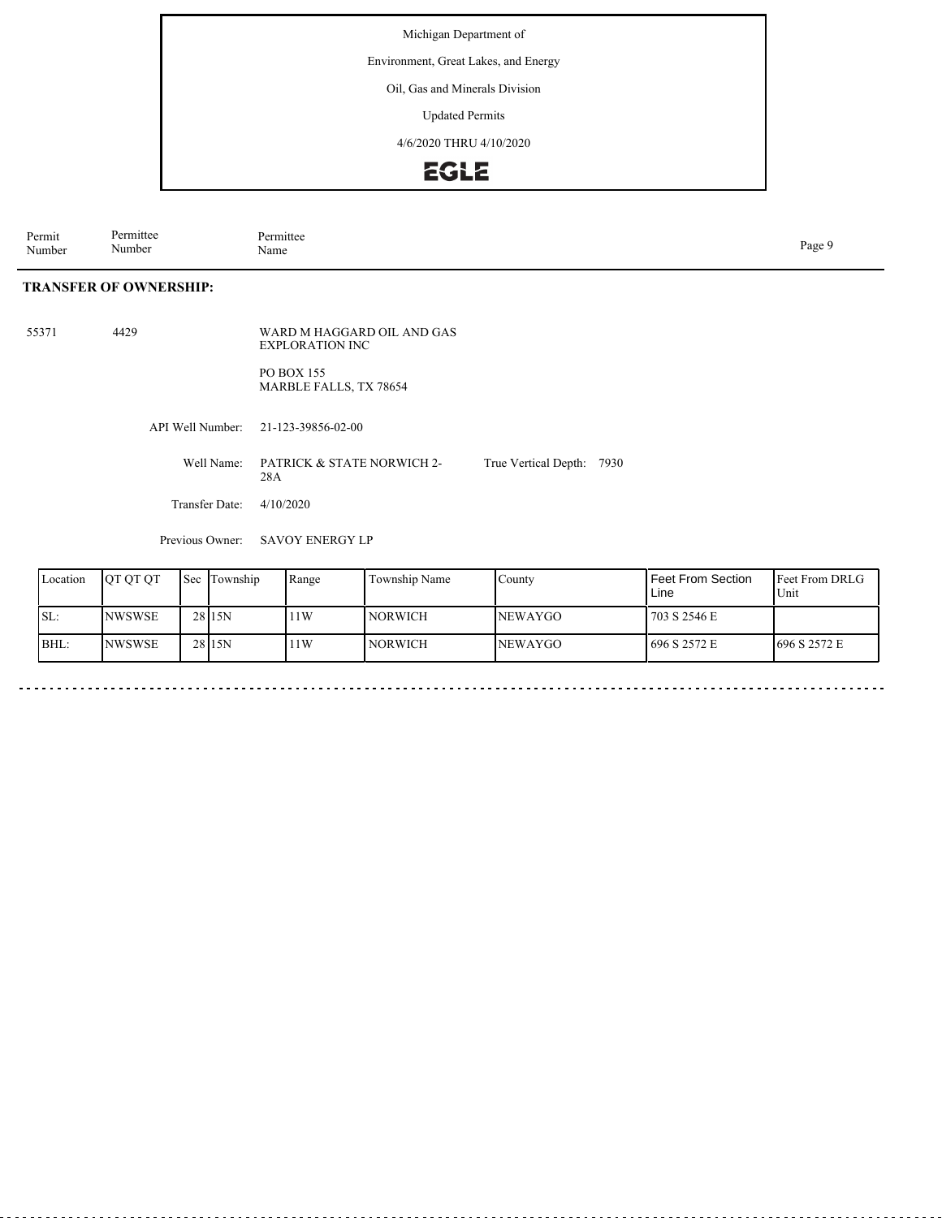Michigan Department of

Environment, Great Lakes, and Energy

Oil, Gas and Minerals Division

Updated Permits

4/6/2020 THRU 4/10/2020

EGLE

| Permit Number | Permittee Number | Permittee Name |
|---|---|---|

**TRANSFER OF OWNERSHIP:**

55371 &nbsp;&nbsp; 4429 &nbsp;&nbsp; WARD M HAGGARD OIL AND GAS EXPLORATION INC

PO BOX 155
MARBLE FALLS, TX 78654

API Well Number: 21-123-39856-02-00

Well Name: PATRICK & STATE NORWICH 2-28A &nbsp;&nbsp; True Vertical Depth: 7930

Transfer Date: 4/10/2020

Previous Owner: SAVOY ENERGY LP

| Location | QT QT QT | Sec | Township | Range | Township Name | County | Feet From Section Line | Feet From DRLG Unit |
|---|---|---|---|---|---|---|---|---|
| SL: | NWSWSE | 28 | 15N | 11W | NORWICH | NEWAYGO | 703 S 2546 E | |
| BHL: | NWSWSE | 28 | 15N | 11W | NORWICH | NEWAYGO | 696 S 2572 E | 696 S 2572 E |